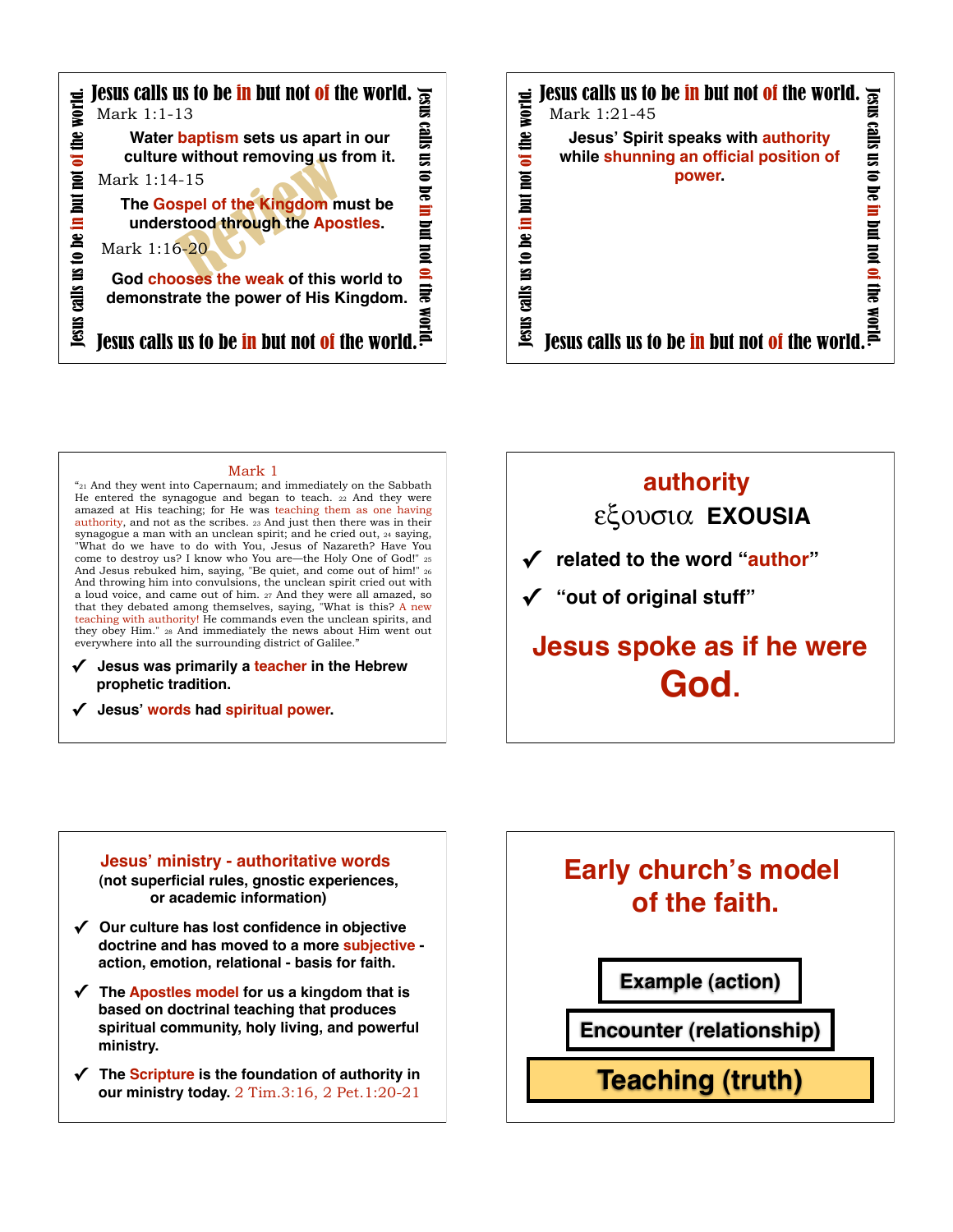## Jesus calls us to be in but not of the world.

Mark 1:1-13

**Water baptism sets us apart in our culture without removing us from it.**

Mark 1:14-15

**The Gospel of the Kingdom must be understood through the Apostles.**

Mark 1:16-20

**God chooses the weak of this world to demonstrate the power of His Kingdom.**

Review

---

## Jesus calls us to be in but not of the world.

Mark 1:21-45

**Jesus' Spirit speaks with authority while shunning an official position of power.**

---

### Mark 1

"21 And they went into Capernaum; and immediately on the Sabbath He entered the synagogue and began to teach. 22 And they were amazed at His teaching; for He was teaching them as one having authority, and not as the scribes. 23 And just then there was in their synagogue a man with an unclean spirit; and he cried out, 24 saying, "What do we have to do with You, Jesus of Nazareth? Have You come to destroy us? I know who You are—the Holy One of God!" 25 And Jesus rebuked him, saying, "Be quiet, and come out of him!" 26 And throwing him into convulsions, the unclean spirit cried out with a loud voice, and came out of him. 27 And they were all amazed, so that they debated among themselves, saying, "What is this? A new teaching with authority! He commands even the unclean spirits, and they obey Him." 28 And immediately the news about Him went out everywhere into all the surrounding district of Galilee."

- ✓ **Jesus was primarily a teacher in the Hebrew prophetic tradition.**
- ✓ **Jesus' words had spiritual power.**

---

## authority

εξουσια **EXOUSIA**

- ✓ **related to the word "author"**
- ✓ **"out of original stuff"**

**Jesus spoke as if he were God.**

---

### Jesus' ministry - authoritative words

**(not superficial rules, gnostic experiences, or academic information)**

- ✓ **Our culture has lost confidence in objective doctrine and has moved to a more subjective - action, emotion, relational - basis for faith.**
- ✓ **The Apostles model for us a kingdom that is based on doctrinal teaching that produces spiritual community, holy living, and powerful ministry.**
- ✓ **The Scripture is the foundation of authority in our ministry today.** 2 Tim.3:16, 2 Pet.1:20-21

---

## Early church's model of the faith.

**Example (action)**

**Encounter (relationship)**

**Teaching (truth)**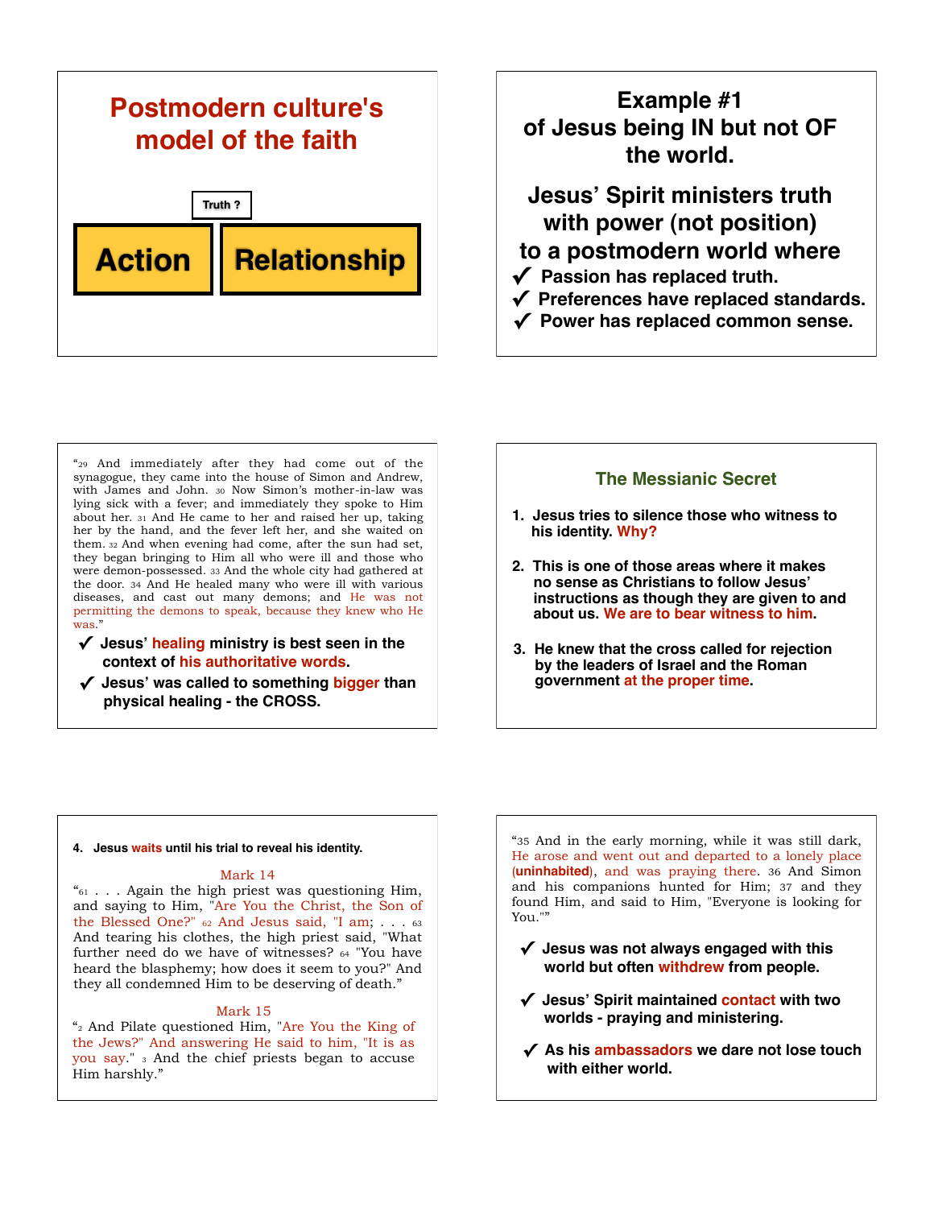## Postmodern culture's model of the faith

Truth ?

**Action** | **Relationship**

---

## Example #1 of Jesus being IN but not OF the world.

## Jesus' Spirit ministers truth with power (not position) to a postmodern world where

- ✔ **Passion has replaced truth.**
- ✔ **Preferences have replaced standards.**
- ✔ **Power has replaced common sense.**

---

"29 And immediately after they had come out of the synagogue, they came into the house of Simon and Andrew, with James and John. 30 Now Simon's mother-in-law was lying sick with a fever; and immediately they spoke to Him about her. 31 And He came to her and raised her up, taking her by the hand, and the fever left her, and she waited on them. 32 And when evening had come, after the sun had set, they began bringing to Him all who were ill and those who were demon-possessed. 33 And the whole city had gathered at the door. 34 And He healed many who were ill with various diseases, and cast out many demons; and He was not permitting the demons to speak, because they knew who He was."

- ✔ **Jesus' healing ministry is best seen in the context of his authoritative words.**
- ✔ **Jesus' was called to something bigger than physical healing - the CROSS.**

---

### The Messianic Secret

1. **Jesus tries to silence those who witness to his identity. Why?**
2. **This is one of those areas where it makes no sense as Christians to follow Jesus' instructions as though they are given to and about us. We are to bear witness to him.**
3. **He knew that the cross called for rejection by the leaders of Israel and the Roman government at the proper time.**

---

4. **Jesus waits until his trial to reveal his identity.**

Mark 14

"61 . . . Again the high priest was questioning Him, and saying to Him, "Are You the Christ, the Son of the Blessed One?" 62 And Jesus said, "I am; . . . 63 And tearing his clothes, the high priest said, "What further need do we have of witnesses? 64 "You have heard the blasphemy; how does it seem to you?" And they all condemned Him to be deserving of death."

Mark 15

"2 And Pilate questioned Him, "Are You the King of the Jews?" And answering He said to him, "It is as you say." 3 And the chief priests began to accuse Him harshly."

---

"35 And in the early morning, while it was still dark, He arose and went out and departed to a lonely place (**uninhabited**), and was praying there. 36 And Simon and his companions hunted for Him; 37 and they found Him, and said to Him, "Everyone is looking for You.""

- ✔ **Jesus was not always engaged with this world but often withdrew from people.**
- ✔ **Jesus' Spirit maintained contact with two worlds - praying and ministering.**
- ✔ **As his ambassadors we dare not lose touch with either world.**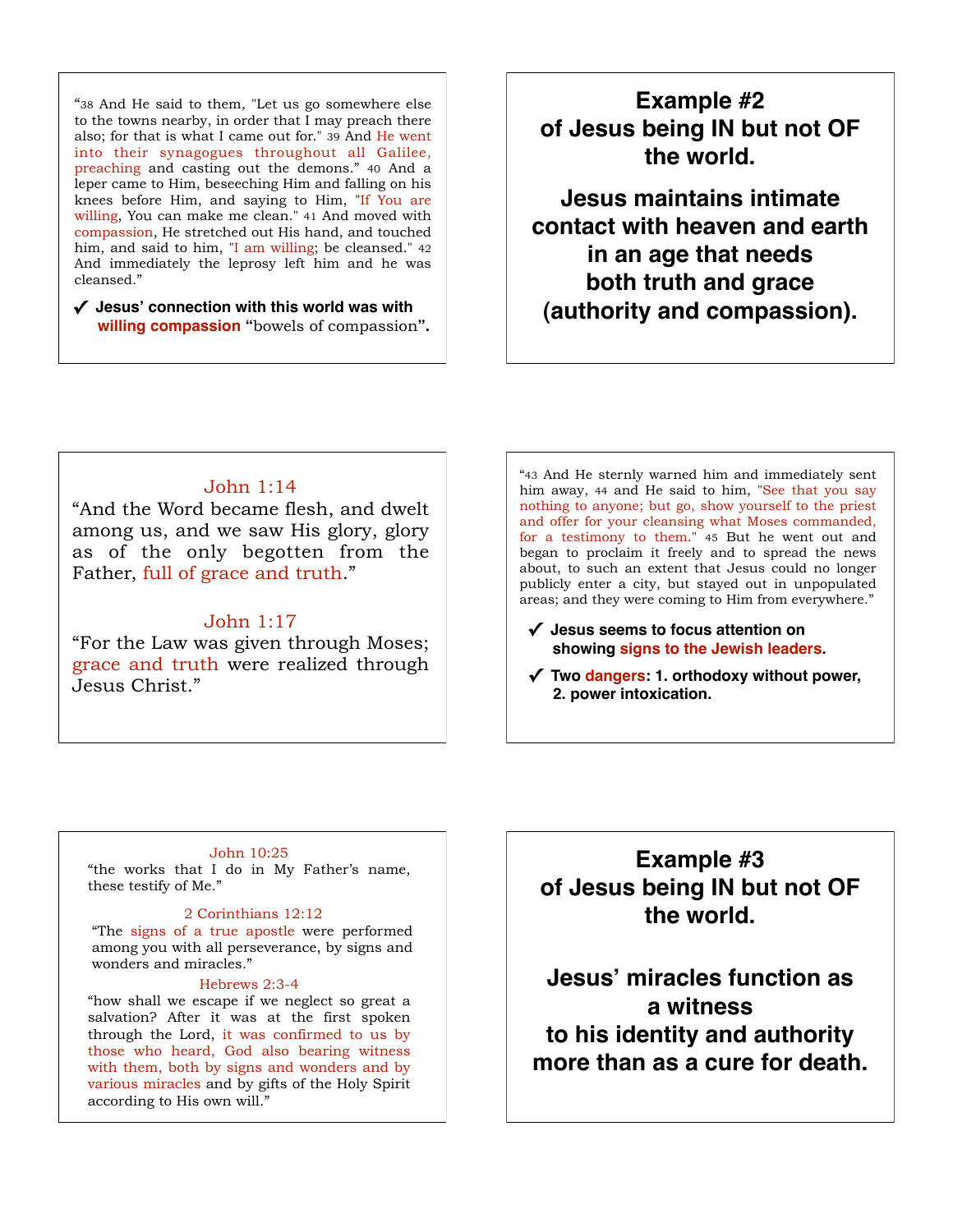"38 And He said to them, "Let us go somewhere else to the towns nearby, in order that I may preach there also; for that is what I came out for." 39 And He went into their synagogues throughout all Galilee, preaching and casting out the demons." 40 And a leper came to Him, beseeching Him and falling on his knees before Him, and saying to Him, "If You are willing, You can make me clean." 41 And moved with compassion, He stretched out His hand, and touched him, and said to him, "I am willing; be cleansed." 42 And immediately the leprosy left him and he was cleansed."

- ✓ **Jesus' connection with this world was with willing compassion** "bowels of compassion"**.**

**Example #2 of Jesus being IN but not OF the world.**

**Jesus maintains intimate contact with heaven and earth in an age that needs both truth and grace (authority and compassion).**

John 1:14

"And the Word became flesh, and dwelt among us, and we saw His glory, glory as of the only begotten from the Father, full of grace and truth."

John 1:17

"For the Law was given through Moses; grace and truth were realized through Jesus Christ."

"43 And He sternly warned him and immediately sent him away, 44 and He said to him, "See that you say nothing to anyone; but go, show yourself to the priest and offer for your cleansing what Moses commanded, for a testimony to them." 45 But he went out and began to proclaim it freely and to spread the news about, to such an extent that Jesus could no longer publicly enter a city, but stayed out in unpopulated areas; and they were coming to Him from everywhere."

- ✓ **Jesus seems to focus attention on showing signs to the Jewish leaders.**
- ✓ **Two dangers: 1. orthodoxy without power, 2. power intoxication.**

John 10:25

"the works that I do in My Father's name, these testify of Me."

2 Corinthians 12:12

"The signs of a true apostle were performed among you with all perseverance, by signs and wonders and miracles."

Hebrews 2:3-4

"how shall we escape if we neglect so great a salvation? After it was at the first spoken through the Lord, it was confirmed to us by those who heard, God also bearing witness with them, both by signs and wonders and by various miracles and by gifts of the Holy Spirit according to His own will."

**Example #3 of Jesus being IN but not OF the world.**

**Jesus' miracles function as a witness to his identity and authority more than as a cure for death.**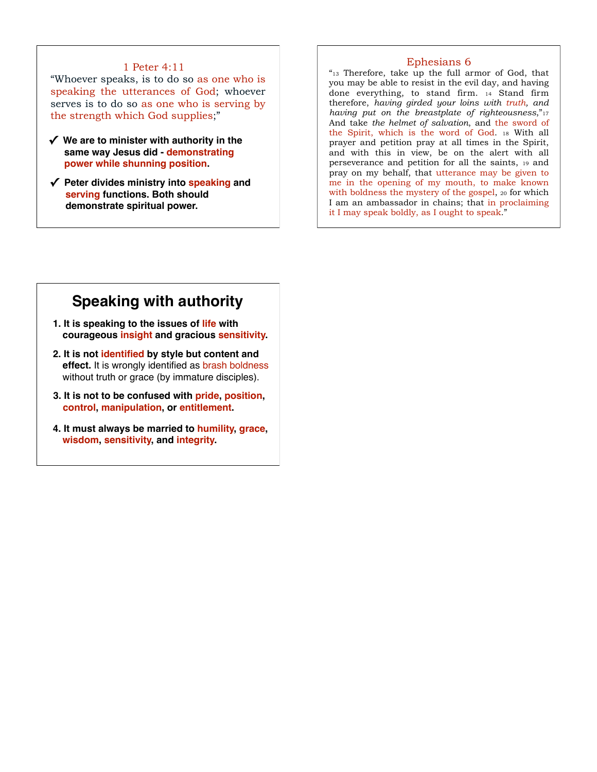## 1 Peter 4:11

"Whoever speaks, is to do so as one who is speaking the utterances of God; whoever serves is to do so as one who is serving by the strength which God supplies;"

- ✓ **We are to minister with authority in the same way Jesus did - demonstrating power while shunning position.**
- ✓ **Peter divides ministry into speaking and serving functions. Both should demonstrate spiritual power.**

## Ephesians 6

"13 Therefore, take up the full armor of God, that you may be able to resist in the evil day, and having done everything, to stand firm. 14 Stand firm therefore, *having girded your loins with truth, and having put on the breastplate of righteousness,"* 17 And take *the helmet of salvation*, and the sword of the Spirit, which is the word of God. 18 With all prayer and petition pray at all times in the Spirit, and with this in view, be on the alert with all perseverance and petition for all the saints, 19 and pray on my behalf, that utterance may be given to me in the opening of my mouth, to make known with boldness the mystery of the gospel, 20 for which I am an ambassador in chains; that in proclaiming it I may speak boldly, as I ought to speak."

# Speaking with authority

1. **It is speaking to the issues of life with courageous insight and gracious sensitivity.**
2. **It is not identified by style but content and effect.** It is wrongly identified as brash boldness without truth or grace (by immature disciples).
3. **It is not to be confused with pride, position, control, manipulation, or entitlement.**
4. **It must always be married to humility, grace, wisdom, sensitivity, and integrity.**